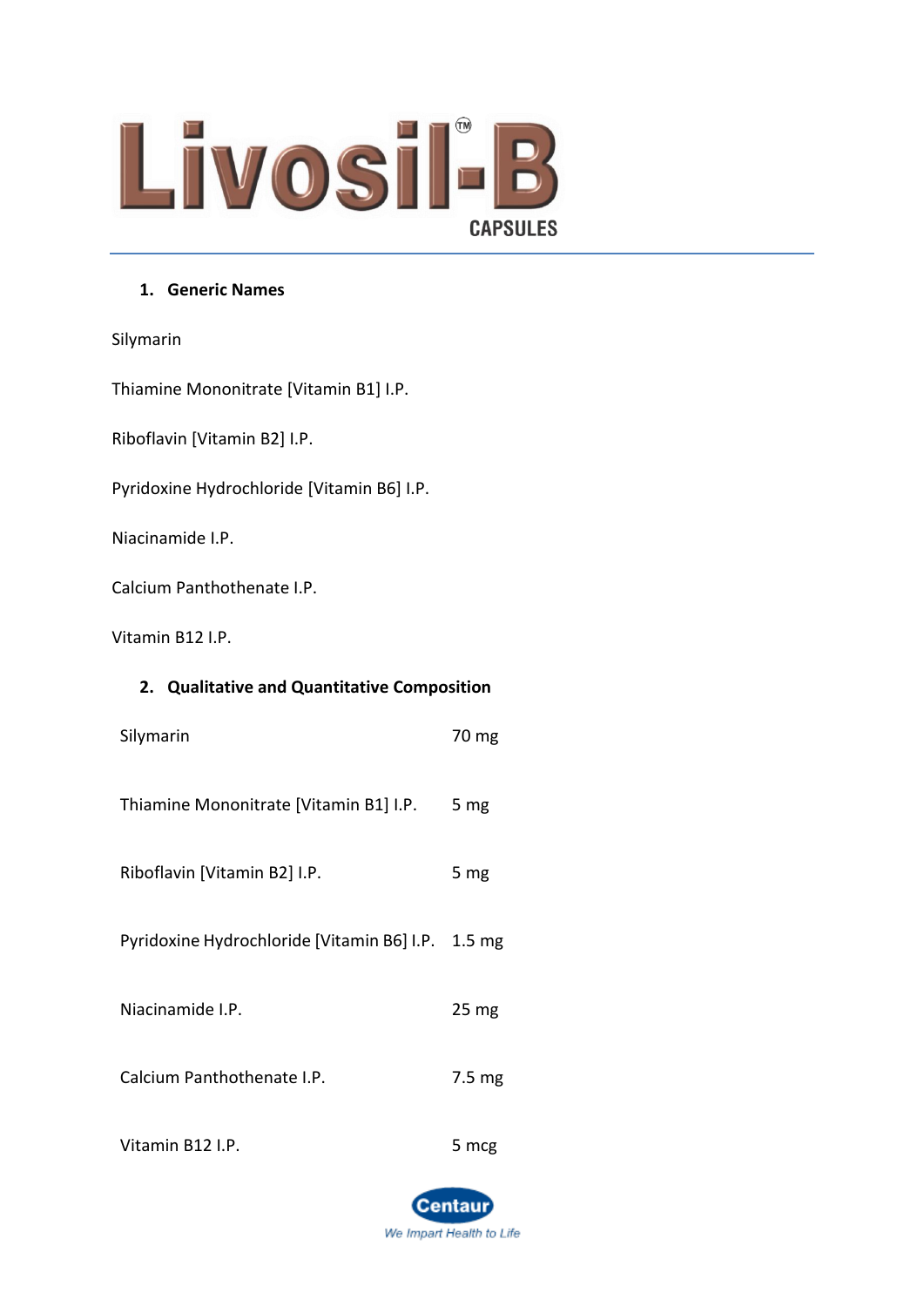# Livosil-B™

CAPSULES

## 1. Generic Names

Silymarin

Thiamine Mononitrate [Vitamin B1] I.P.

Riboflavin [Vitamin B2] I.P.

Pyridoxine Hydrochloride [Vitamin B6] I.P.

Niacinamide I.P.

Calcium Panthothenate I.P.

Vitamin B12 I.P.

## 2. Qualitative and Quantitative Composition

| | |
|---|---|
| Silymarin | 70 mg |
| Thiamine Mononitrate [Vitamin B1] I.P. | 5 mg |
| Riboflavin [Vitamin B2] I.P. | 5 mg |
| Pyridoxine Hydrochloride [Vitamin B6] I.P. | 1.5 mg |
| Niacinamide I.P. | 25 mg |
| Calcium Panthothenate I.P. | 7.5 mg |
| Vitamin B12 I.P. | 5 mcg |

Centaur

*We Impart Health to Life*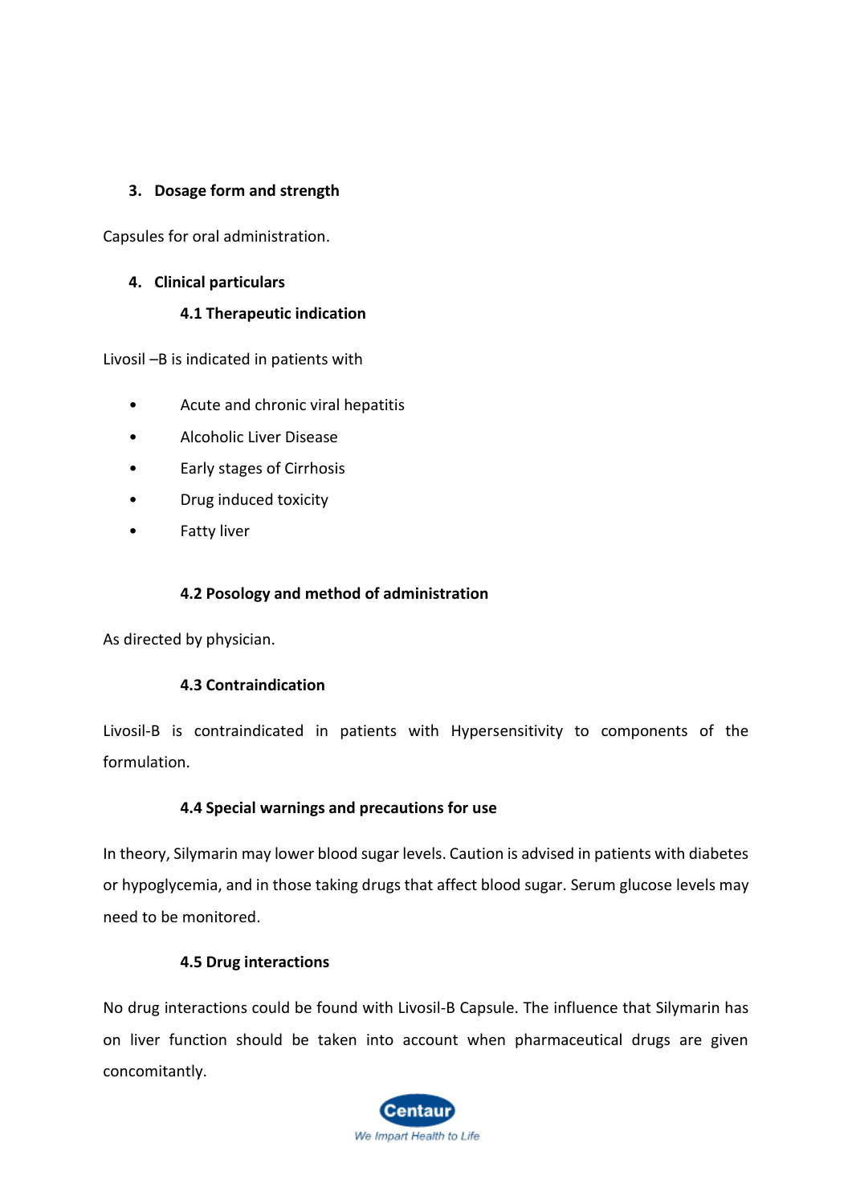## 3. Dosage form and strength

Capsules for oral administration.

## 4. Clinical particulars

### 4.1 Therapeutic indication

Livosil –B is indicated in patients with

- Acute and chronic viral hepatitis
- Alcoholic Liver Disease
- Early stages of Cirrhosis
- Drug induced toxicity
- Fatty liver

### 4.2 Posology and method of administration

As directed by physician.

### 4.3 Contraindication

Livosil-B is contraindicated in patients with Hypersensitivity to components of the formulation.

### 4.4 Special warnings and precautions for use

In theory, Silymarin may lower blood sugar levels. Caution is advised in patients with diabetes or hypoglycemia, and in those taking drugs that affect blood sugar. Serum glucose levels may need to be monitored.

### 4.5 Drug interactions

No drug interactions could be found with Livosil-B Capsule. The influence that Silymarin has on liver function should be taken into account when pharmaceutical drugs are given concomitantly.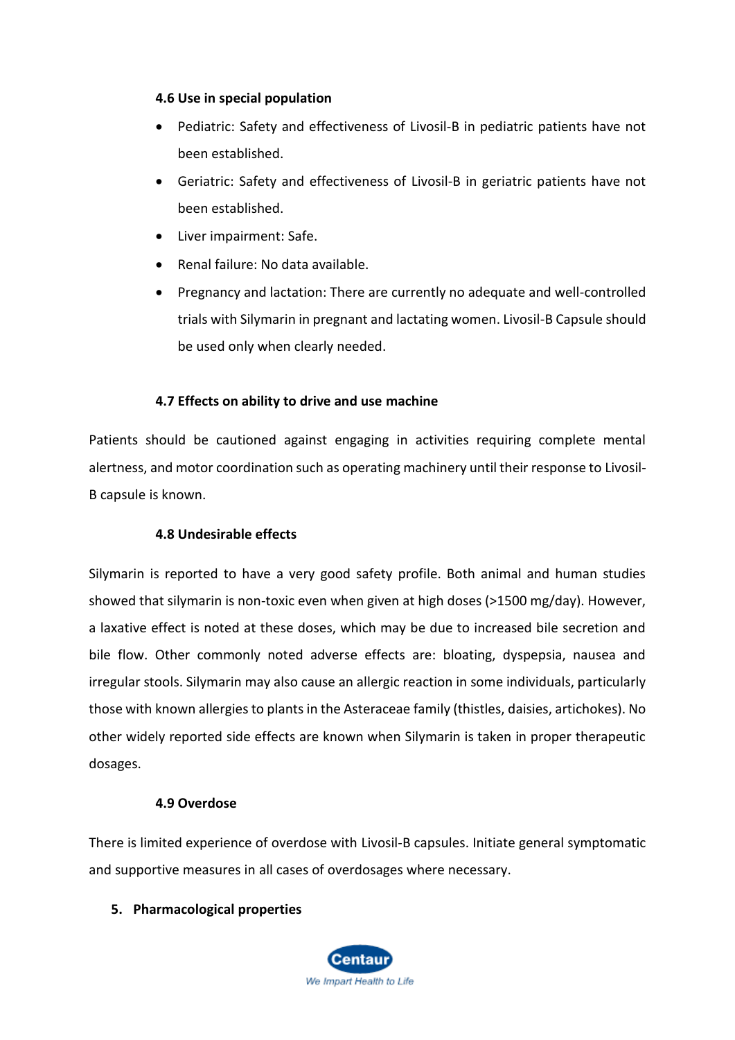#### 4.6 Use in special population

- Pediatric: Safety and effectiveness of Livosil-B in pediatric patients have not been established.
- Geriatric: Safety and effectiveness of Livosil-B in geriatric patients have not been established.
- Liver impairment: Safe.
- Renal failure: No data available.
- Pregnancy and lactation: There are currently no adequate and well-controlled trials with Silymarin in pregnant and lactating women. Livosil-B Capsule should be used only when clearly needed.

#### 4.7 Effects on ability to drive and use machine

Patients should be cautioned against engaging in activities requiring complete mental alertness, and motor coordination such as operating machinery until their response to Livosil-B capsule is known.

#### 4.8 Undesirable effects

Silymarin is reported to have a very good safety profile. Both animal and human studies showed that silymarin is non-toxic even when given at high doses (>1500 mg/day). However, a laxative effect is noted at these doses, which may be due to increased bile secretion and bile flow. Other commonly noted adverse effects are: bloating, dyspepsia, nausea and irregular stools. Silymarin may also cause an allergic reaction in some individuals, particularly those with known allergies to plants in the Asteraceae family (thistles, daisies, artichokes). No other widely reported side effects are known when Silymarin is taken in proper therapeutic dosages.

#### 4.9 Overdose

There is limited experience of overdose with Livosil-B capsules. Initiate general symptomatic and supportive measures in all cases of overdosages where necessary.

### 5. Pharmacological properties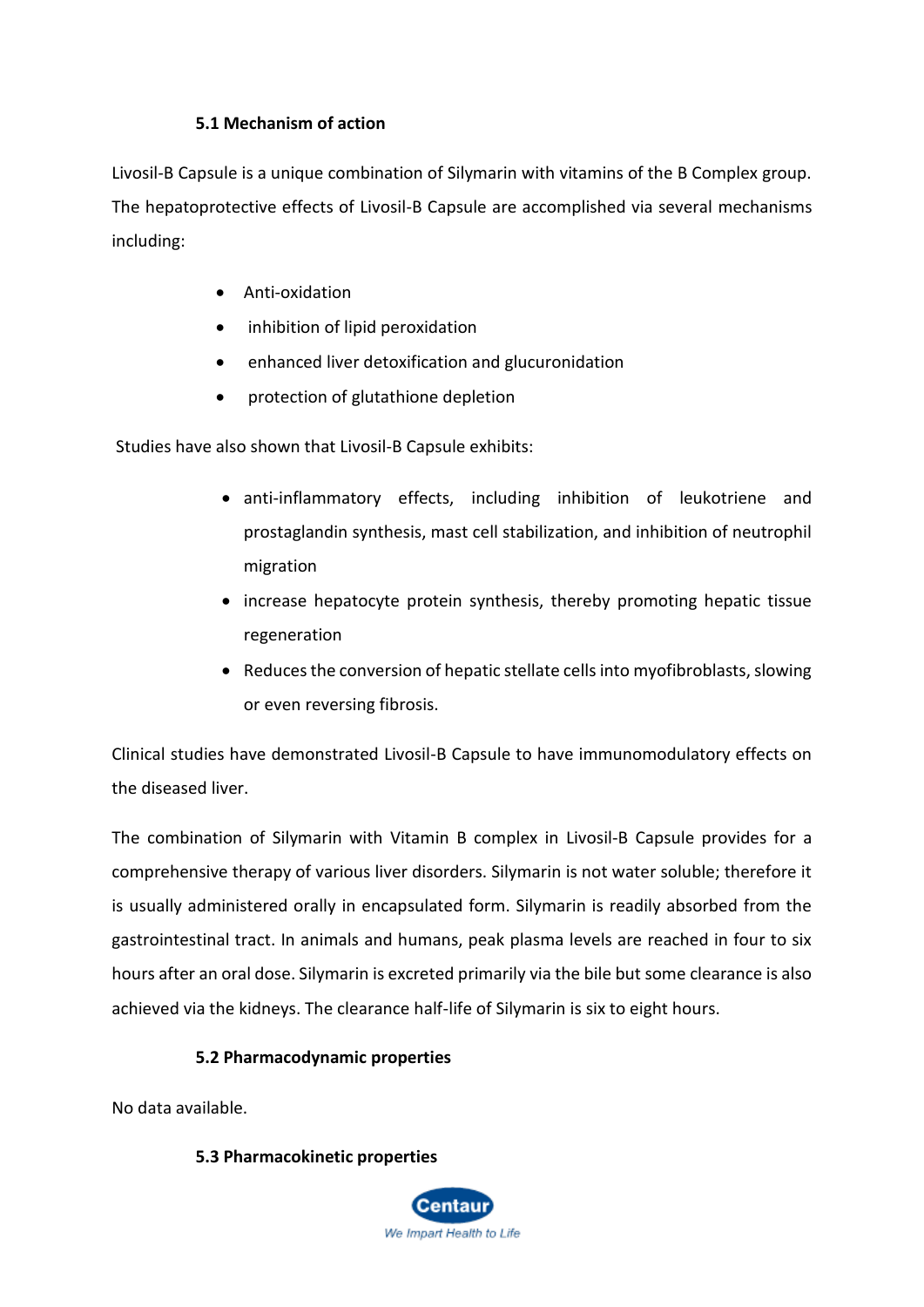### 5.1 Mechanism of action

Livosil-B Capsule is a unique combination of Silymarin with vitamins of the B Complex group. The hepatoprotective effects of Livosil-B Capsule are accomplished via several mechanisms including:

- Anti-oxidation
- inhibition of lipid peroxidation
- enhanced liver detoxification and glucuronidation
- protection of glutathione depletion

Studies have also shown that Livosil-B Capsule exhibits:

- anti-inflammatory effects, including inhibition of leukotriene and prostaglandin synthesis, mast cell stabilization, and inhibition of neutrophil migration
- increase hepatocyte protein synthesis, thereby promoting hepatic tissue regeneration
- Reduces the conversion of hepatic stellate cells into myofibroblasts, slowing or even reversing fibrosis.

Clinical studies have demonstrated Livosil-B Capsule to have immunomodulatory effects on the diseased liver.

The combination of Silymarin with Vitamin B complex in Livosil-B Capsule provides for a comprehensive therapy of various liver disorders. Silymarin is not water soluble; therefore it is usually administered orally in encapsulated form. Silymarin is readily absorbed from the gastrointestinal tract. In animals and humans, peak plasma levels are reached in four to six hours after an oral dose. Silymarin is excreted primarily via the bile but some clearance is also achieved via the kidneys. The clearance half-life of Silymarin is six to eight hours.

### 5.2 Pharmacodynamic properties

No data available.

### 5.3 Pharmacokinetic properties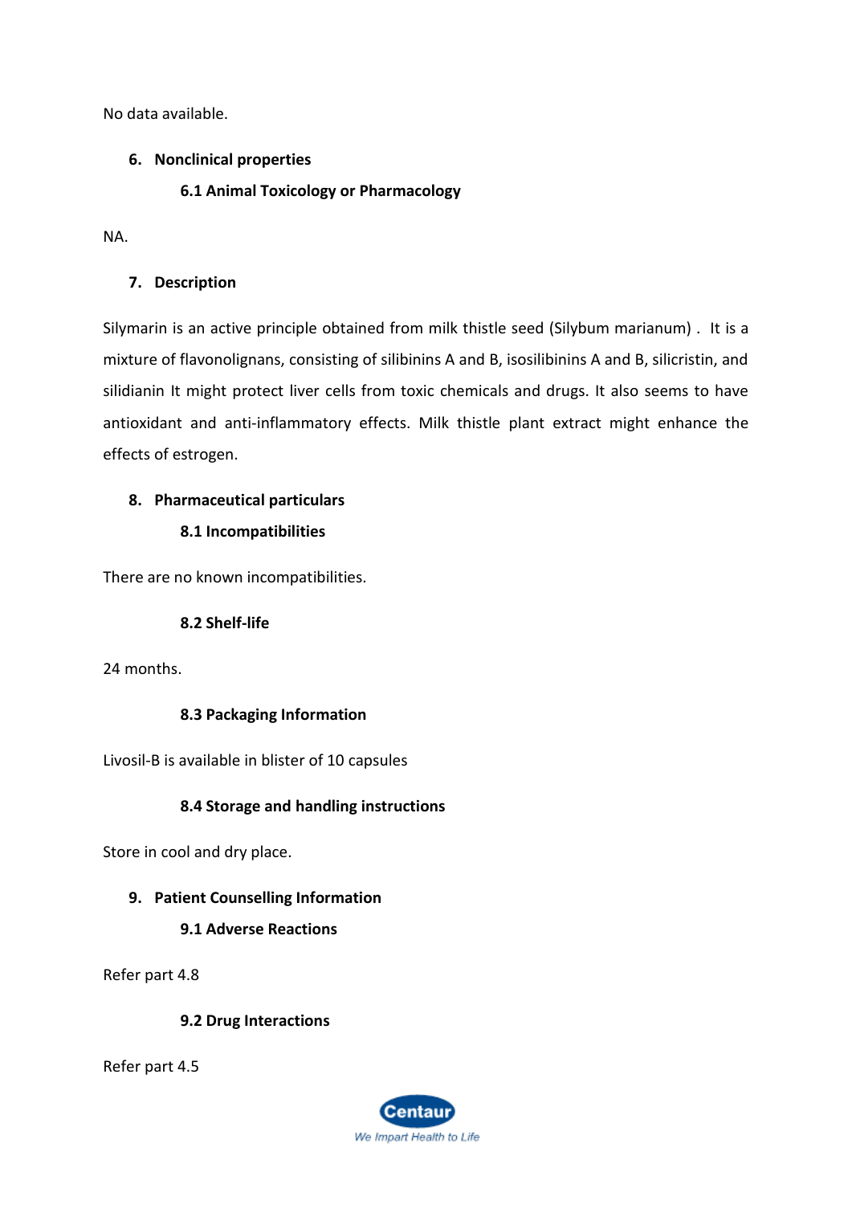No data available.

## 6. Nonclinical properties

### 6.1 Animal Toxicology or Pharmacology

NA.

## 7. Description

Silymarin is an active principle obtained from milk thistle seed (Silybum marianum) . It is a mixture of flavonolignans, consisting of silibinins A and B, isosilibinins A and B, silicristin, and silidianin It might protect liver cells from toxic chemicals and drugs. It also seems to have antioxidant and anti-inflammatory effects. Milk thistle plant extract might enhance the effects of estrogen.

## 8. Pharmaceutical particulars

### 8.1 Incompatibilities

There are no known incompatibilities.

### 8.2 Shelf-life

24 months.

### 8.3 Packaging Information

Livosil-B is available in blister of 10 capsules

### 8.4 Storage and handling instructions

Store in cool and dry place.

## 9. Patient Counselling Information

### 9.1 Adverse Reactions

Refer part 4.8

### 9.2 Drug Interactions

Refer part 4.5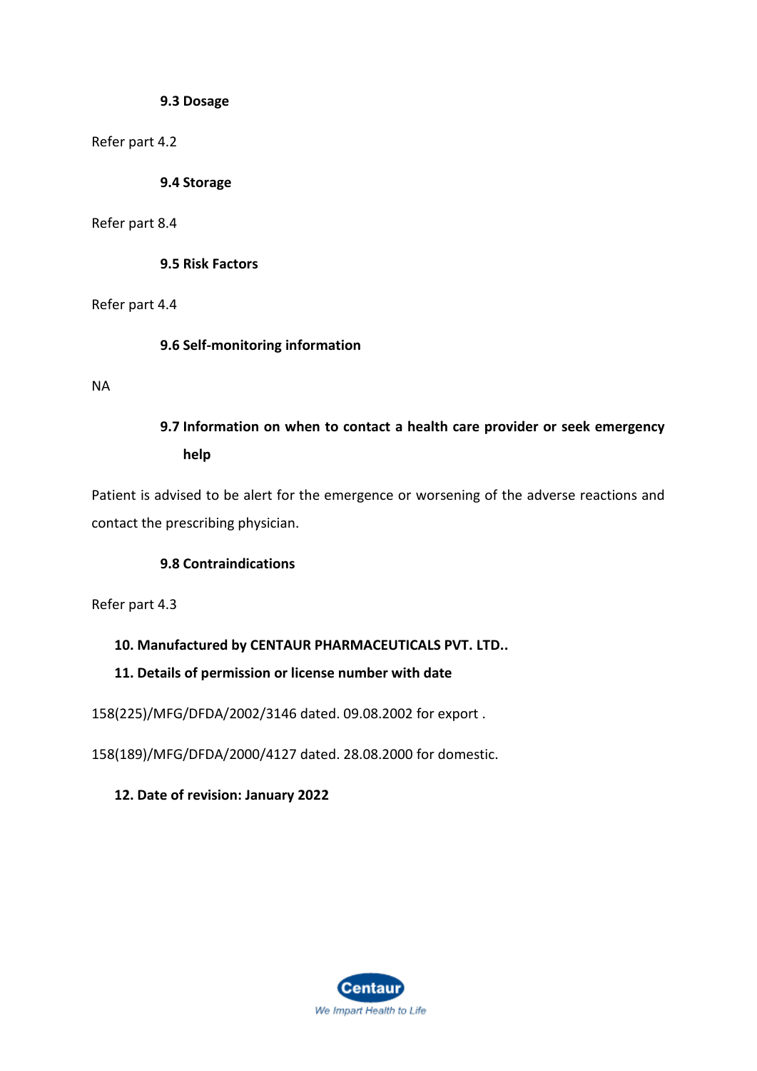### 9.3 Dosage

Refer part 4.2

### 9.4 Storage

Refer part 8.4

### 9.5 Risk Factors

Refer part 4.4

### 9.6 Self-monitoring information

NA

### 9.7 Information on when to contact a health care provider or seek emergency help

Patient is advised to be alert for the emergence or worsening of the adverse reactions and contact the prescribing physician.

### 9.8 Contraindications

Refer part 4.3

## 10. Manufactured by CENTAUR PHARMACEUTICALS PVT. LTD..

## 11. Details of permission or license number with date

158(225)/MFG/DFDA/2002/3146 dated. 09.08.2002 for export .

158(189)/MFG/DFDA/2000/4127 dated. 28.08.2000 for domestic.

## 12. Date of revision: January 2022

Centaur
We Impart Health to Life